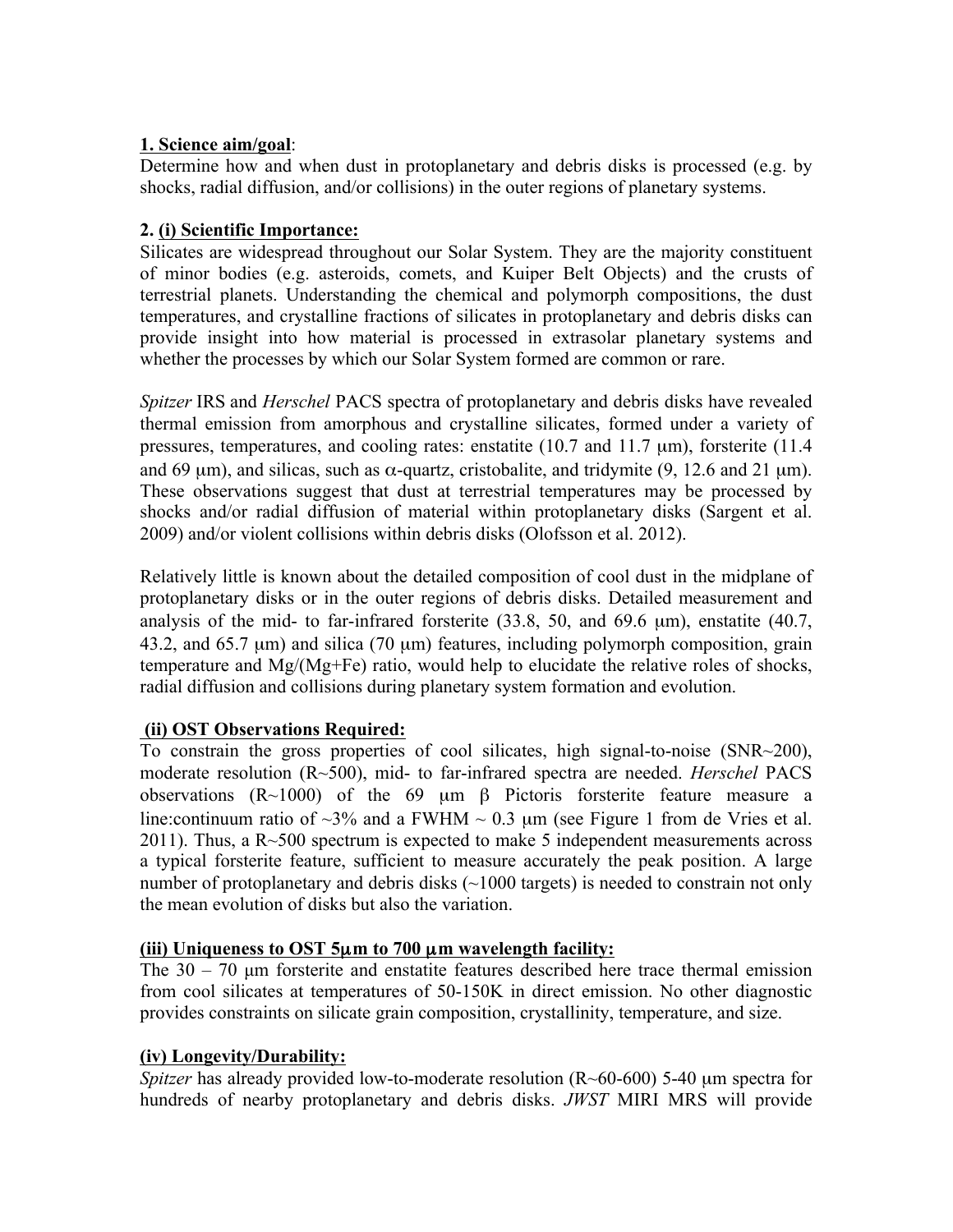**1. Science aim/goal**:
Determine how and when dust in protoplanetary and debris disks is processed (e.g. by shocks, radial diffusion, and/or collisions) in the outer regions of planetary systems.

**2. (i) Scientific Importance:**
Silicates are widespread throughout our Solar System. They are the majority constituent of minor bodies (e.g. asteroids, comets, and Kuiper Belt Objects) and the crusts of terrestrial planets. Understanding the chemical and polymorph compositions, the dust temperatures, and crystalline fractions of silicates in protoplanetary and debris disks can provide insight into how material is processed in extrasolar planetary systems and whether the processes by which our Solar System formed are common or rare.

*Spitzer* IRS and *Herschel* PACS spectra of protoplanetary and debris disks have revealed thermal emission from amorphous and crystalline silicates, formed under a variety of pressures, temperatures, and cooling rates: enstatite (10.7 and 11.7 μm), forsterite (11.4 and 69 μm), and silicas, such as α-quartz, cristobalite, and tridymite (9, 12.6 and 21 μm). These observations suggest that dust at terrestrial temperatures may be processed by shocks and/or radial diffusion of material within protoplanetary disks (Sargent et al. 2009) and/or violent collisions within debris disks (Olofsson et al. 2012).

Relatively little is known about the detailed composition of cool dust in the midplane of protoplanetary disks or in the outer regions of debris disks. Detailed measurement and analysis of the mid- to far-infrared forsterite (33.8, 50, and 69.6 μm), enstatite (40.7, 43.2, and 65.7 μm) and silica (70 μm) features, including polymorph composition, grain temperature and Mg/(Mg+Fe) ratio, would help to elucidate the relative roles of shocks, radial diffusion and collisions during planetary system formation and evolution.

**(ii) OST Observations Required:**
To constrain the gross properties of cool silicates, high signal-to-noise (SNR~200), moderate resolution (R~500), mid- to far-infrared spectra are needed. *Herschel* PACS observations (R~1000) of the 69 μm β Pictoris forsterite feature measure a line:continuum ratio of ~3% and a FWHM ~ 0.3 μm (see Figure 1 from de Vries et al. 2011). Thus, a R~500 spectrum is expected to make 5 independent measurements across a typical forsterite feature, sufficient to measure accurately the peak position. A large number of protoplanetary and debris disks (~1000 targets) is needed to constrain not only the mean evolution of disks but also the variation.

**(iii) Uniqueness to OST 5μm to 700 μm wavelength facility:**
The 30 – 70 μm forsterite and enstatite features described here trace thermal emission from cool silicates at temperatures of 50-150K in direct emission. No other diagnostic provides constraints on silicate grain composition, crystallinity, temperature, and size.

**(iv) Longevity/Durability:**
*Spitzer* has already provided low-to-moderate resolution (R~60-600) 5-40 μm spectra for hundreds of nearby protoplanetary and debris disks. *JWST* MIRI MRS will provide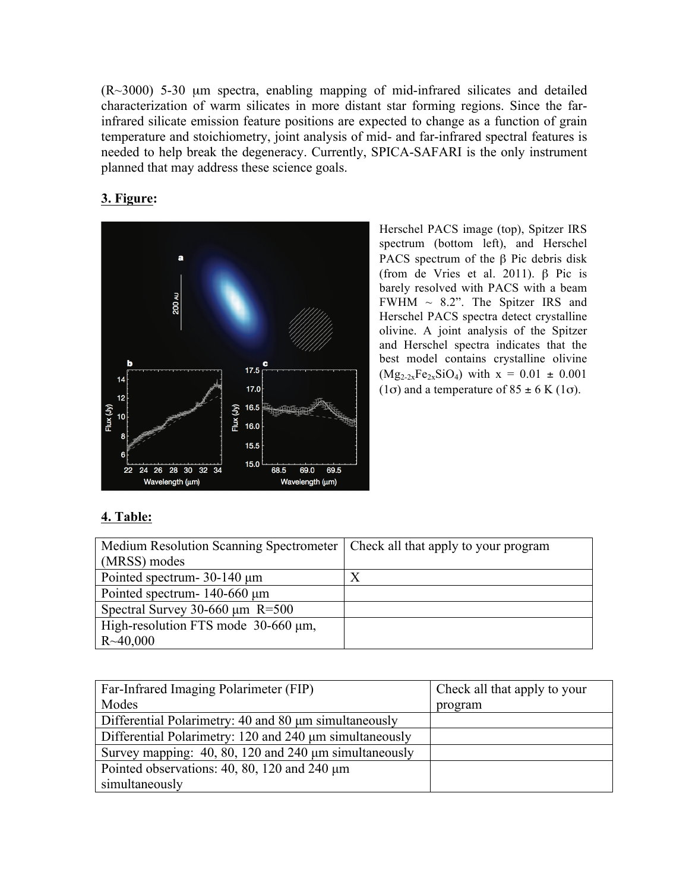(R~3000) 5-30 μm spectra, enabling mapping of mid-infrared silicates and detailed characterization of warm silicates in more distant star forming regions. Since the far-infrared silicate emission feature positions are expected to change as a function of grain temperature and stoichiometry, joint analysis of mid- and far-infrared spectral features is needed to help break the degeneracy. Currently, SPICA-SAFARI is the only instrument planned that may address these science goals.

**3. Figure:**

Herschel PACS image (top), Spitzer IRS spectrum (bottom left), and Herschel PACS spectrum of the β Pic debris disk (from de Vries et al. 2011). β Pic is barely resolved with PACS with a beam FWHM ~ 8.2". The Spitzer IRS and Herschel PACS spectra detect crystalline olivine. A joint analysis of the Spitzer and Herschel spectra indicates that the best model contains crystalline olivine ($Mg_{2-2x}Fe_{2x}SiO_4$) with x = 0.01 ± 0.001 (1σ) and a temperature of 85 ± 6 K (1σ).

**4. Table:**

| Medium Resolution Scanning Spectrometer (MRSS) modes | Check all that apply to your program |
|---|---|
| Pointed spectrum- 30-140 μm | X |
| Pointed spectrum- 140-660 μm | |
| Spectral Survey 30-660 μm R=500 | |
| High-resolution FTS mode 30-660 μm, R~40,000 | |

| Far-Infrared Imaging Polarimeter (FIP) Modes | Check all that apply to your program |
|---|---|
| Differential Polarimetry: 40 and 80 μm simultaneously | |
| Differential Polarimetry: 120 and 240 μm simultaneously | |
| Survey mapping: 40, 80, 120 and 240 μm simultaneously | |
| Pointed observations: 40, 80, 120 and 240 μm simultaneously | |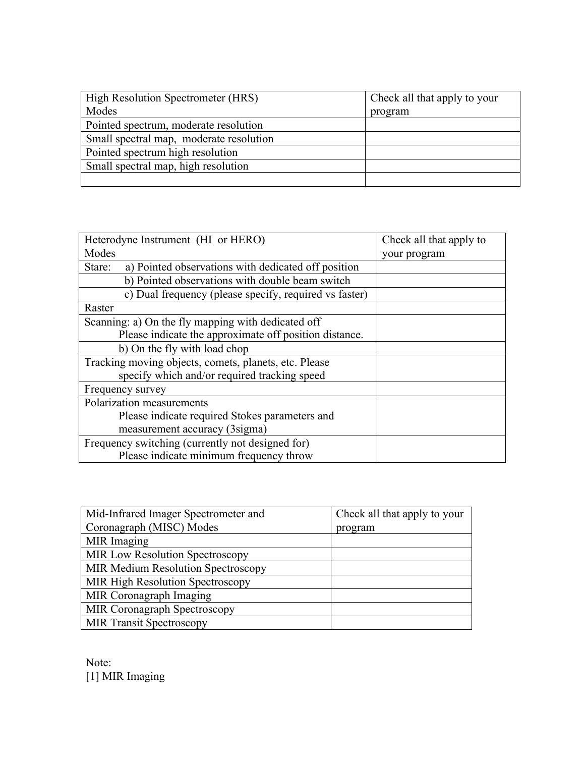| High Resolution Spectrometer (HRS) Modes | Check all that apply to your program |
| --- | --- |
| Pointed spectrum, moderate resolution | |
| Small spectral map, moderate resolution | |
| Pointed spectrum high resolution | |
| Small spectral map, high resolution | |
| | |

| Heterodyne Instrument (HI or HERO) Modes | Check all that apply to your program |
| --- | --- |
| Stare: a) Pointed observations with dedicated off position | |
| b) Pointed observations with double beam switch | |
| c) Dual frequency (please specify, required vs faster) | |
| Raster | |
| Scanning: a) On the fly mapping with dedicated off Please indicate the approximate off position distance. | |
| b) On the fly with load chop | |
| Tracking moving objects, comets, planets, etc. Please specify which and/or required tracking speed | |
| Frequency survey | |
| Polarization measurements Please indicate required Stokes parameters and measurement accuracy (3sigma) | |
| Frequency switching (currently not designed for) Please indicate minimum frequency throw | |

| Mid-Infrared Imager Spectrometer and Coronagraph (MISC) Modes | Check all that apply to your program |
| --- | --- |
| MIR Imaging | |
| MIR Low Resolution Spectroscopy | |
| MIR Medium Resolution Spectroscopy | |
| MIR High Resolution Spectroscopy | |
| MIR Coronagraph Imaging | |
| MIR Coronagraph Spectroscopy | |
| MIR Transit Spectroscopy | |

Note:
[1] MIR Imaging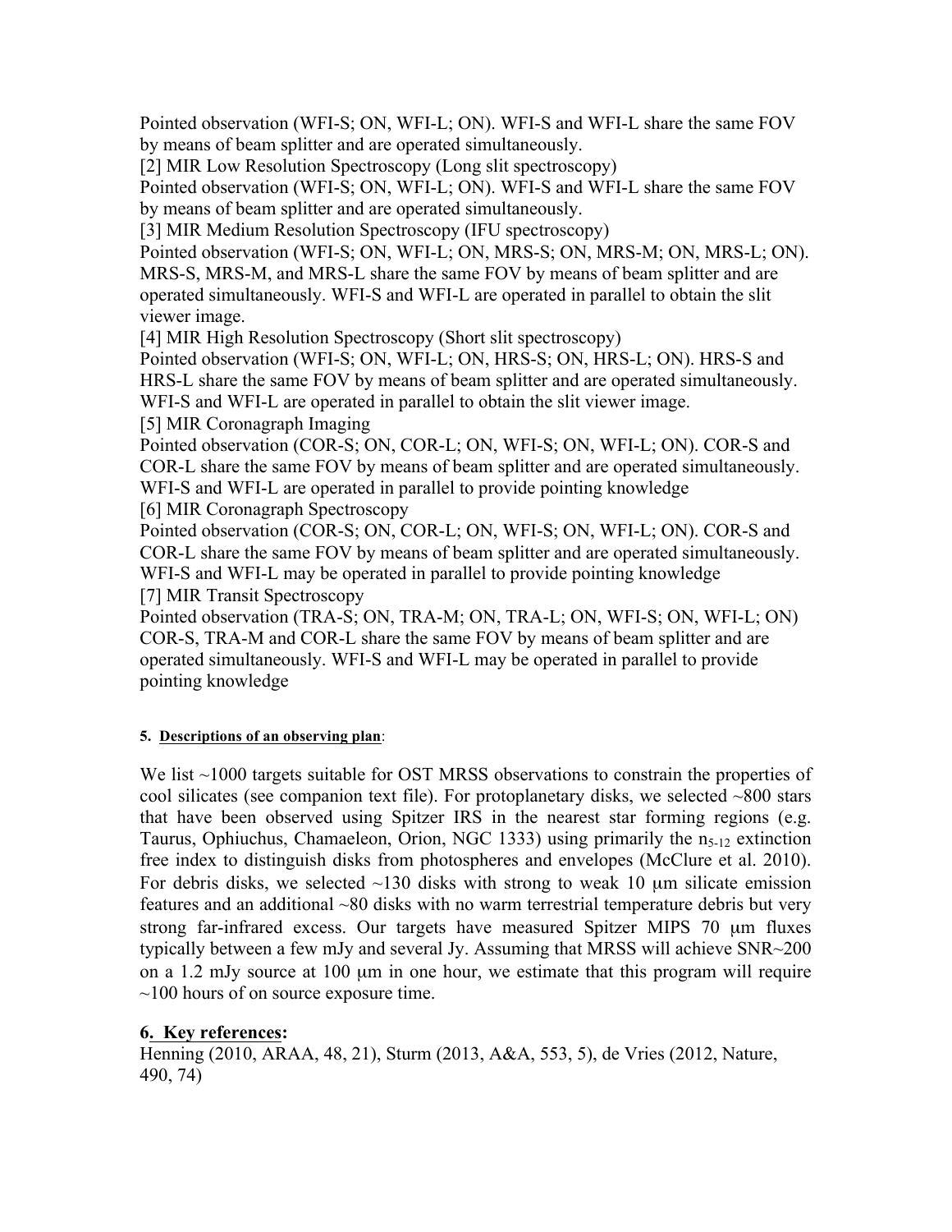Pointed observation (WFI-S; ON, WFI-L; ON). WFI-S and WFI-L share the same FOV by means of beam splitter and are operated simultaneously.

[2] MIR Low Resolution Spectroscopy (Long slit spectroscopy)

Pointed observation (WFI-S; ON, WFI-L; ON). WFI-S and WFI-L share the same FOV by means of beam splitter and are operated simultaneously.

[3] MIR Medium Resolution Spectroscopy (IFU spectroscopy)

Pointed observation (WFI-S; ON, WFI-L; ON, MRS-S; ON, MRS-M; ON, MRS-L; ON). MRS-S, MRS-M, and MRS-L share the same FOV by means of beam splitter and are operated simultaneously. WFI-S and WFI-L are operated in parallel to obtain the slit viewer image.

[4] MIR High Resolution Spectroscopy (Short slit spectroscopy)

Pointed observation (WFI-S; ON, WFI-L; ON, HRS-S; ON, HRS-L; ON). HRS-S and HRS-L share the same FOV by means of beam splitter and are operated simultaneously. WFI-S and WFI-L are operated in parallel to obtain the slit viewer image.

[5] MIR Coronagraph Imaging

Pointed observation (COR-S; ON, COR-L; ON, WFI-S; ON, WFI-L; ON). COR-S and COR-L share the same FOV by means of beam splitter and are operated simultaneously. WFI-S and WFI-L are operated in parallel to provide pointing knowledge

[6] MIR Coronagraph Spectroscopy

Pointed observation (COR-S; ON, COR-L; ON, WFI-S; ON, WFI-L; ON). COR-S and COR-L share the same FOV by means of beam splitter and are operated simultaneously. WFI-S and WFI-L may be operated in parallel to provide pointing knowledge

[7] MIR Transit Spectroscopy

Pointed observation (TRA-S; ON, TRA-M; ON, TRA-L; ON, WFI-S; ON, WFI-L; ON) COR-S, TRA-M and COR-L share the same FOV by means of beam splitter and are operated simultaneously. WFI-S and WFI-L may be operated in parallel to provide pointing knowledge

#### 5. Descriptions of an observing plan:

We list ~1000 targets suitable for OST MRSS observations to constrain the properties of cool silicates (see companion text file). For protoplanetary disks, we selected ~800 stars that have been observed using Spitzer IRS in the nearest star forming regions (e.g. Taurus, Ophiuchus, Chamaeleon, Orion, NGC 1333) using primarily the $n_{5\text{-}12}$ extinction free index to distinguish disks from photospheres and envelopes (McClure et al. 2010). For debris disks, we selected ~130 disks with strong to weak 10 μm silicate emission features and an additional ~80 disks with no warm terrestrial temperature debris but very strong far-infrared excess. Our targets have measured Spitzer MIPS 70 μm fluxes typically between a few mJy and several Jy. Assuming that MRSS will achieve SNR~200 on a 1.2 mJy source at 100 μm in one hour, we estimate that this program will require ~100 hours of on source exposure time.

### 6. Key references:

Henning (2010, ARAA, 48, 21), Sturm (2013, A&A, 553, 5), de Vries (2012, Nature, 490, 74)